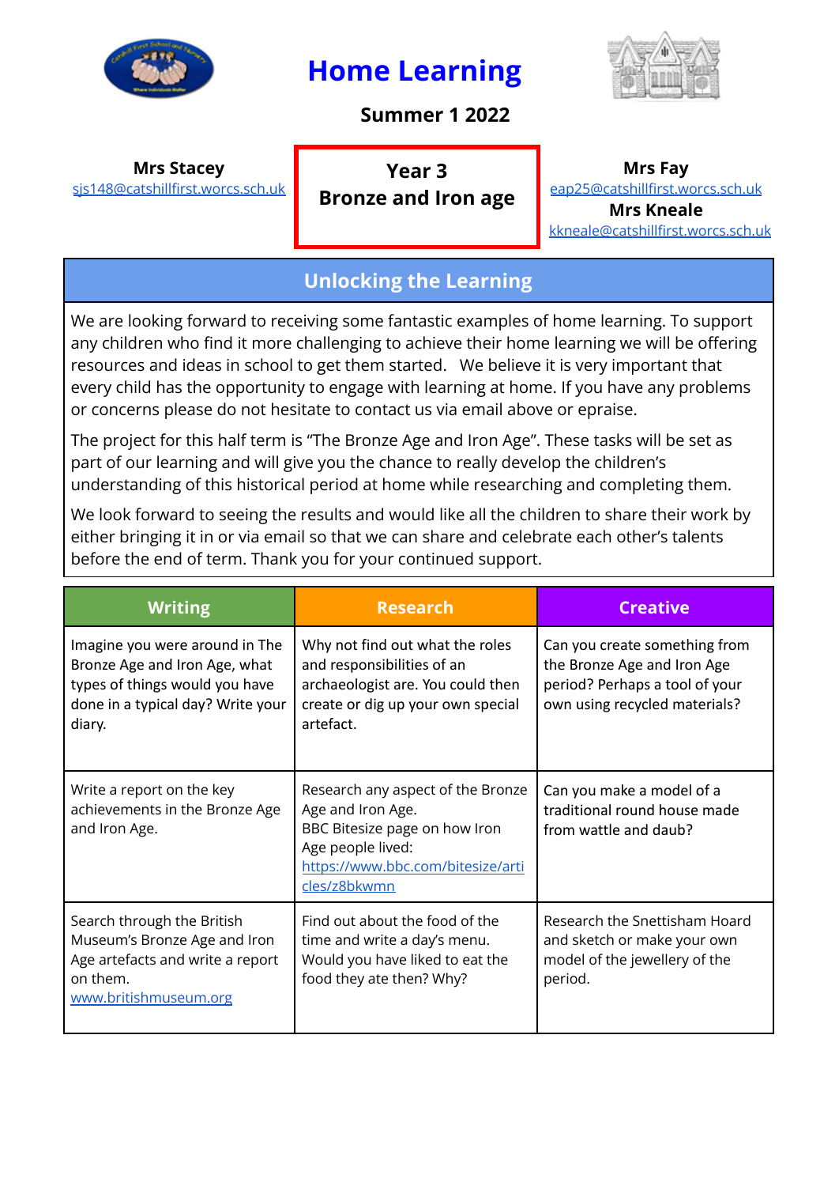# Home Learning

**Summer 1 2022**

**Mrs Stacey**
sjs148@catshillfirst.worcs.sch.uk

**Year 3**
**Bronze and Iron age**

**Mrs Fay**
eap25@catshillfirst.worcs.sch.uk
**Mrs Kneale**
kkneale@catshillfirst.worcs.sch.uk

## Unlocking the Learning

We are looking forward to receiving some fantastic examples of home learning. To support any children who find it more challenging to achieve their home learning we will be offering resources and ideas in school to get them started. We believe it is very important that every child has the opportunity to engage with learning at home. If you have any problems or concerns please do not hesitate to contact us via email above or epraise.

The project for this half term is "The Bronze Age and Iron Age". These tasks will be set as part of our learning and will give you the chance to really develop the children's understanding of this historical period at home while researching and completing them.

We look forward to seeing the results and would like all the children to share their work by either bringing it in or via email so that we can share and celebrate each other's talents before the end of term. Thank you for your continued support.

| Writing | Research | Creative |
|---|---|---|
| Imagine you were around in The Bronze Age and Iron Age, what types of things would you have done in a typical day? Write your diary. | Why not find out what the roles and responsibilities of an archaeologist are. You could then create or dig up your own special artefact. | Can you create something from the Bronze Age and Iron Age period? Perhaps a tool of your own using recycled materials? |
| Write a report on the key achievements in the Bronze Age and Iron Age. | Research any aspect of the Bronze Age and Iron Age. BBC Bitesize page on how Iron Age people lived: https://www.bbc.com/bitesize/articles/z8bkwmn | Can you make a model of a traditional round house made from wattle and daub? |
| Search through the British Museum's Bronze Age and Iron Age artefacts and write a report on them. www.britishmuseum.org | Find out about the food of the time and write a day's menu. Would you have liked to eat the food they ate then? Why? | Research the Snettisham Hoard and sketch or make your own model of the jewellery of the period. |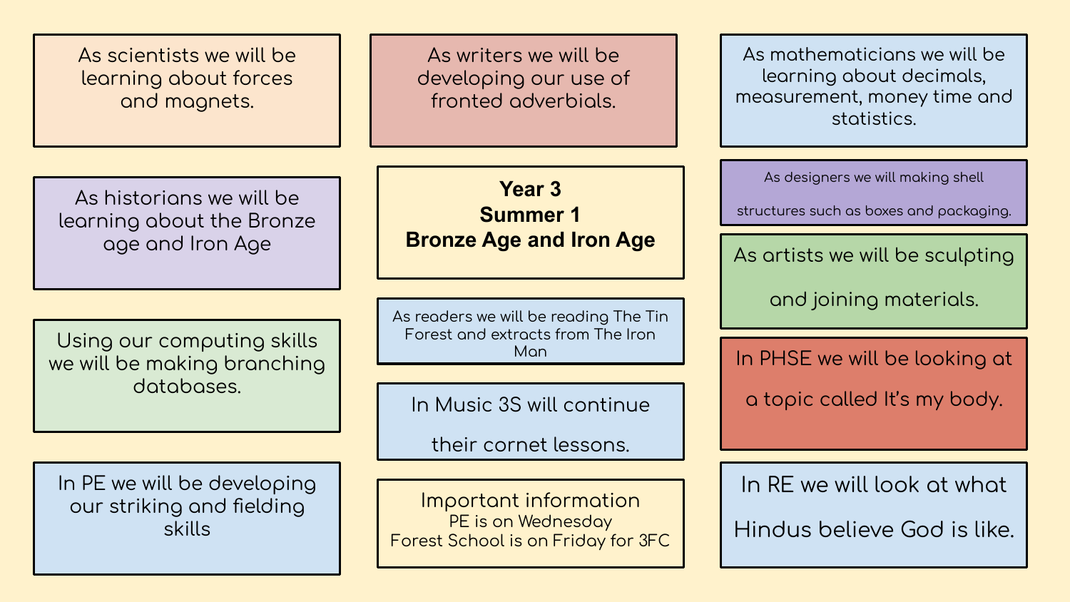# Year 3
## Summer 1
## Bronze Age and Iron Age

As scientists we will be learning about forces and magnets.

As writers we will be developing our use of fronted adverbials.

As mathematicians we will be learning about decimals, measurement, money time and statistics.

As historians we will be learning about the Bronze age and Iron Age

As designers we will making shell structures such as boxes and packaging.

As artists we will be sculpting and joining materials.

As readers we will be reading The Tin Forest and extracts from The Iron Man

Using our computing skills we will be making branching databases.

In Music 3S will continue their cornet lessons.

In PHSE we will be looking at a topic called It's my body.

In PE we will be developing our striking and fielding skills

Important information
PE is on Wednesday
Forest School is on Friday for 3FC

In RE we will look at what Hindus believe God is like.